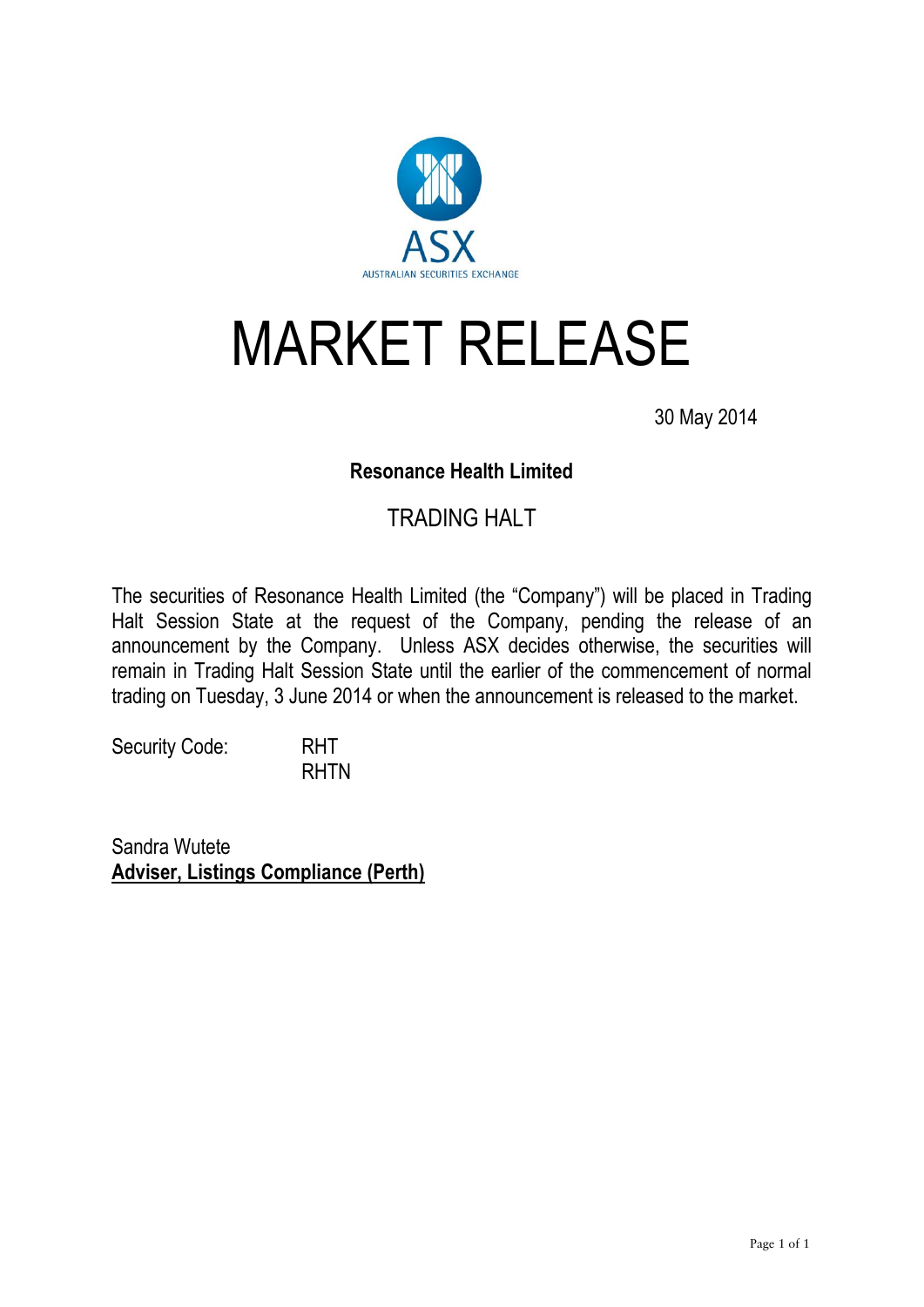ASX
AUSTRALIAN SECURITIES EXCHANGE

# MARKET RELEASE

30 May 2014

**Resonance Health Limited**

## TRADING HALT

The securities of Resonance Health Limited (the "Company") will be placed in Trading Halt Session State at the request of the Company, pending the release of an announcement by the Company. Unless ASX decides otherwise, the securities will remain in Trading Halt Session State until the earlier of the commencement of normal trading on Tuesday, 3 June 2014 or when the announcement is released to the market.

Security Code: RHT
RHTN

Sandra Wutete
**Adviser, Listings Compliance (Perth)**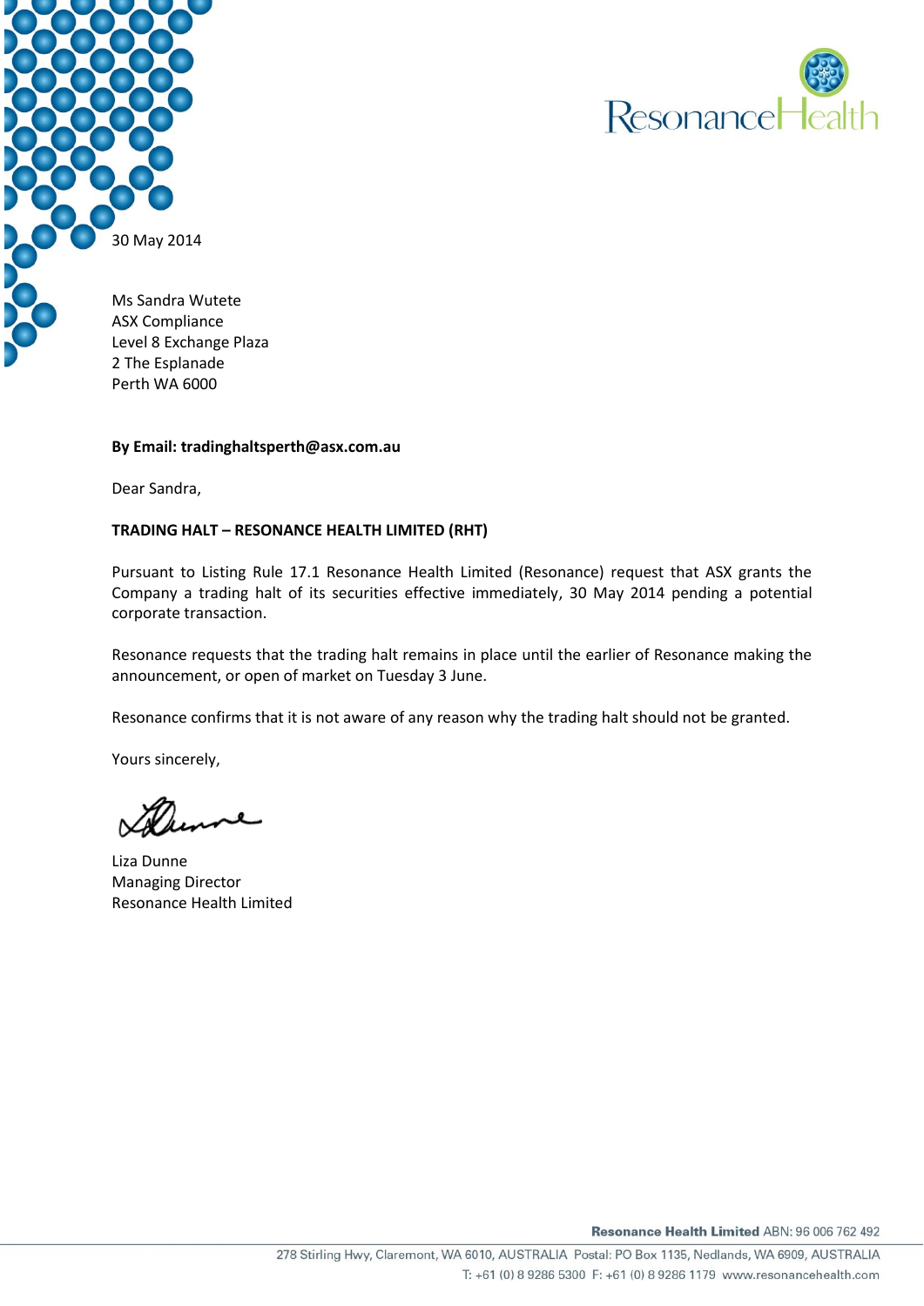30 May 2014

Ms Sandra Wutete
ASX Compliance
Level 8 Exchange Plaza
2 The Esplanade
Perth WA 6000

**By Email: tradinghaltsperth@asx.com.au**

Dear Sandra,

**TRADING HALT – RESONANCE HEALTH LIMITED (RHT)**

Pursuant to Listing Rule 17.1 Resonance Health Limited (Resonance) request that ASX grants the Company a trading halt of its securities effective immediately, 30 May 2014 pending a potential corporate transaction.

Resonance requests that the trading halt remains in place until the earlier of Resonance making the announcement, or open of market on Tuesday 3 June.

Resonance confirms that it is not aware of any reason why the trading halt should not be granted.

Yours sincerely,

Liza Dunne
Managing Director
Resonance Health Limited

**Resonance Health Limited** ABN: 96 006 762 492

278 Stirling Hwy, Claremont, WA 6010, AUSTRALIA Postal: PO Box 1135, Nedlands, WA 6909, AUSTRALIA

T: +61 (0) 8 9286 5300 F: +61 (0) 8 9286 1179 www.resonancehealth.com